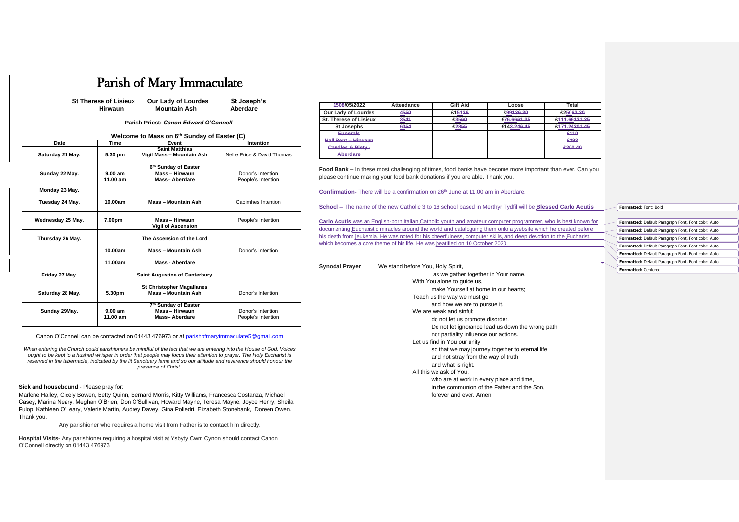# Parish of Mary Immaculate

| St Therese of Lisieux | Our Lady of Lourdes | St Joseph's |
|---|---|---|
| Hirwaun | Mountain Ash | Aberdare |

**Parish Priest: *Canon Edward O'Connell***

**Welcome to Mass on 6th Sunday of Easter (C)**

| Date | Time | Event | Intention |
|---|---|---|---|
| Saturday 21 May. | 5.30 pm | Saint Matthias<br>Vigil Mass – Mountain Ash | Nellie Price & David Thomas |
| Sunday 22 May. | 9.00 am<br>11.00 am | 6th Sunday of Easter<br>Mass – Hirwaun<br>Mass– Aberdare | Donor's Intention<br>People's Intention |
| Monday 23 May. | | | |
| Tuesday 24 May. | 10.00am | Mass – Mountain Ash | Caoimhes Intention |
| Wednesday 25 May. | 7.00pm | Mass – Hirwaun<br>Vigil of Ascension | People's Intention |
| Thursday 26 May. | <br>10.00am<br>11.00am | The Ascension of the Lord<br>Mass – Mountain Ash<br>Mass - Aberdare | <br>Donor's Intention |
| Friday 27 May. | | Saint Augustine of Canterbury | |
| Saturday 28 May. | 5.30pm | St Christopher Magallanes<br>Mass – Mountain Ash | Donor's Intention |
| Sunday 29May. | 9.00 am<br>11.00 am | 7th Sunday of Easter<br>Mass – Hirwaun<br>Mass– Aberdare | Donor's Intention<br>People's Intention |

Canon O'Connell can be contacted on 01443 476973 or at parishofmaryimmaculate5@gmail.com

*When entering the Church could parishioners be mindful of the fact that we are entering into the House of God. Voices ought to be kept to a hushed whisper in order that people may focus their attention to prayer. The Holy Eucharist is reserved in the tabernacle, indicated by the lit Sanctuary lamp and so our attitude and reverence should honour the presence of Christ.*

**Sick and housebound** - Please pray for:

Marlene Halley, Cicely Bowen, Betty Quinn, Bernard Morris, Kitty Williams, Francesca Costanza, Michael Casey, Marina Neary, Meghan O'Brien, Don O'Sullivan, Howard Mayne, Teresa Mayne, Joyce Henry, Sheila Fulop, Kathleen O'Leary, Valerie Martin, Audrey Davey, Gina Polledri, Elizabeth Stonebank, Doreen Owen. Thank you.

Any parishioner who requires a home visit from Father is to contact him directly.

**Hospital Visits**- Any parishioner requiring a hospital visit at Ysbyty Cwm Cynon should contact Canon O'Connell directly on 01443 476973

| 1508/05/2022 | Attendance | Gift Aid | Loose | Total |
|---|---|---|---|---|
| Our Lady of Lourdes | 4550 | £15126 | £99136.30 | £25062.30 |
| St. Therese of Lisieux | 3541 | £3560 | £76.6661.35 | £111.66121.35 |
| St Josephs | 6054 | £2855 | £143.246.45 | £171.24201.45 |
| Funerals<br>Hall Rent – Hirwaun<br>Candles & Piety - Aberdare | | | | £110<br>£293<br>£200.40 |

**Food Bank –** In these most challenging of times, food banks have become more important than ever. Can you please continue making your food bank donations if you are able. Thank you.

**Confirmation-** There will be a confirmation on 26th June at 11.00 am in Aberdare.

**School –** The name of the new Catholic 3 to 16 school based in Merthyr Tydfil will be **Blessed Carlo Acutis**

**Carlo Acutis** was an English-born Italian Catholic youth and amateur computer programmer, who is best known for documenting Eucharistic miracles around the world and cataloguing them onto a website which he created before his death from leukemia. He was noted for his cheerfulness, computer skills, and deep devotion to the Eucharist, which becomes a core theme of his life. He was beatified on 10 October 2020.

**Synodal Prayer**

We stand before You, Holy Spirit,
as we gather together in Your name.
With You alone to guide us,
make Yourself at home in our hearts;
Teach us the way we must go
and how we are to pursue it.
We are weak and sinful;
do not let us promote disorder.
Do not let ignorance lead us down the wrong path
nor partiality influence our actions.
Let us find in You our unity
so that we may journey together to eternal life
and not stray from the way of truth
and what is right.
All this we ask of You,
who are at work in every place and time,
in the communion of the Father and the Son,
forever and ever. Amen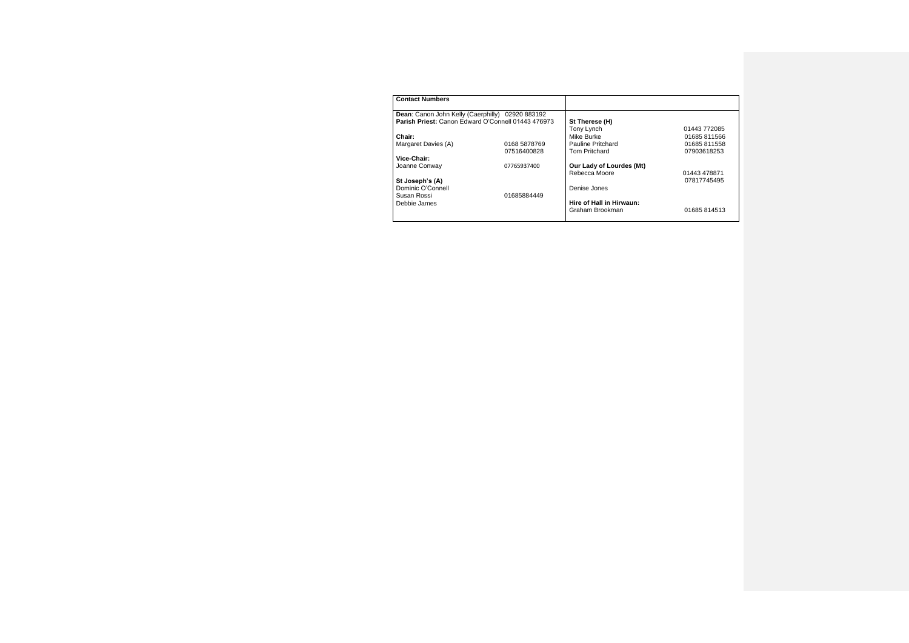| **Contact Numbers** | |
|---|---|
| **Dean**: Canon John Kelly (Caerphilly) 02920 883192<br>**Parish Priest:** Canon Edward O'Connell 01443 476973<br><br>**Chair:**<br>Margaret Davies (A) 0168 5878769<br>07516400828<br>**Vice-Chair:**<br>Joanne Conway 07765937400<br><br>**St Joseph's (A)**<br>Dominic O'Connell<br>Susan Rossi 01685884449<br>Debbie James | **St Therese (H)**<br>Tony Lynch 01443 772085<br>Mike Burke 01685 811566<br>Pauline Pritchard 01685 811558<br>Tom Pritchard 07903618253<br><br>**Our Lady of Lourdes (Mt)**<br>Rebecca Moore 01443 478871<br>07817745495<br>Denise Jones<br><br>**Hire of Hall in Hirwaun:**<br>Graham Brookman 01685 814513 |